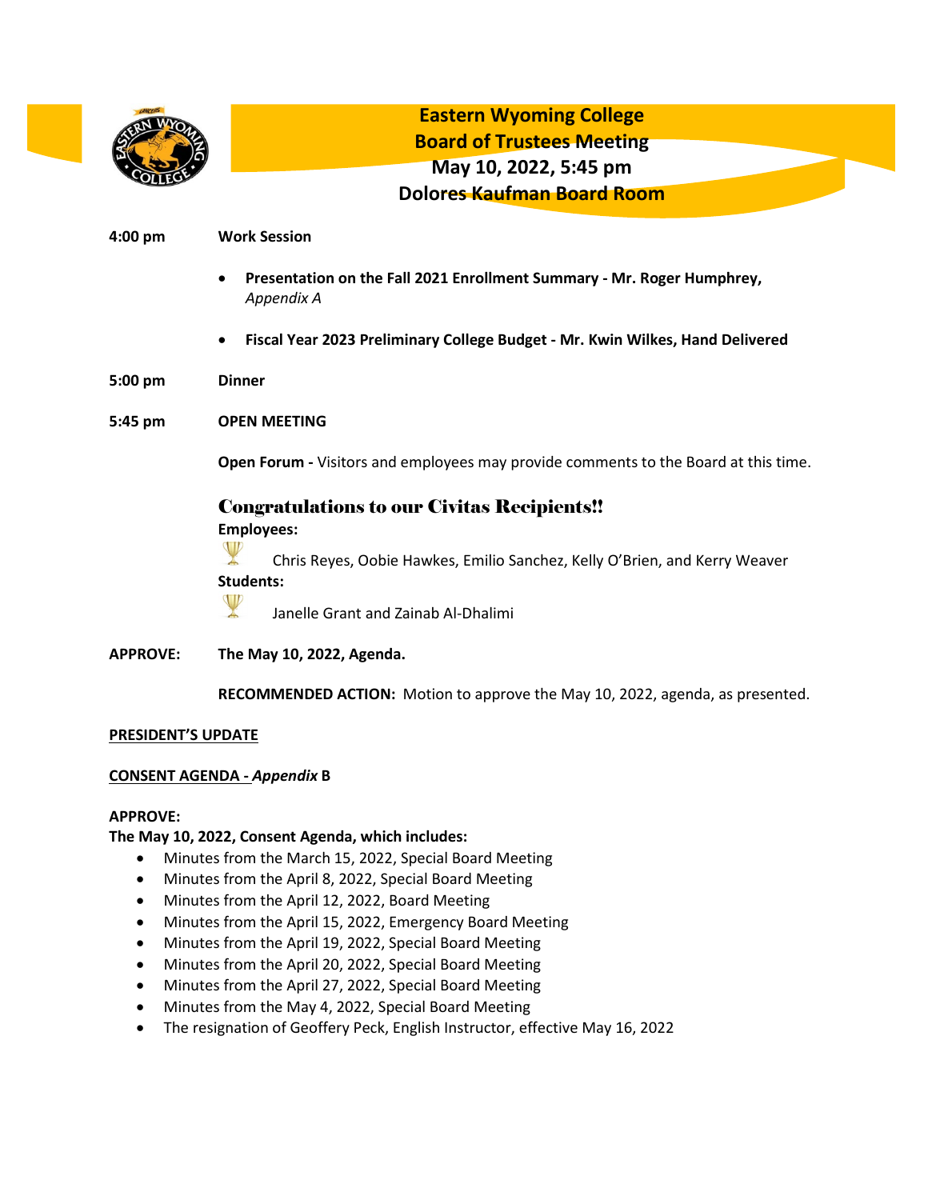# Eastern Wyoming College
## Board of Trustees Meeting
## May 10, 2022, 5:45 pm
## Dolores Kaufman Board Room

**4:00 pm** **Work Session**

- **Presentation on the Fall 2021 Enrollment Summary - Mr. Roger Humphrey,** *Appendix A*
- **Fiscal Year 2023 Preliminary College Budget - Mr. Kwin Wilkes, Hand Delivered**

**5:00 pm** **Dinner**

**5:45 pm** **OPEN MEETING**

**Open Forum -** Visitors and employees may provide comments to the Board at this time.

### Congratulations to our Civitas Recipients!!

**Employees:**

Chris Reyes, Oobie Hawkes, Emilio Sanchez, Kelly O'Brien, and Kerry Weaver

**Students:**

Janelle Grant and Zainab Al-Dhalimi

**APPROVE:** **The May 10, 2022, Agenda.**

**RECOMMENDED ACTION:** Motion to approve the May 10, 2022, agenda, as presented.

**PRESIDENT'S UPDATE**

**CONSENT AGENDA -** ***Appendix* B**

**APPROVE:**
**The May 10, 2022, Consent Agenda, which includes:**

- Minutes from the March 15, 2022, Special Board Meeting
- Minutes from the April 8, 2022, Special Board Meeting
- Minutes from the April 12, 2022, Board Meeting
- Minutes from the April 15, 2022, Emergency Board Meeting
- Minutes from the April 19, 2022, Special Board Meeting
- Minutes from the April 20, 2022, Special Board Meeting
- Minutes from the April 27, 2022, Special Board Meeting
- Minutes from the May 4, 2022, Special Board Meeting
- The resignation of Geoffery Peck, English Instructor, effective May 16, 2022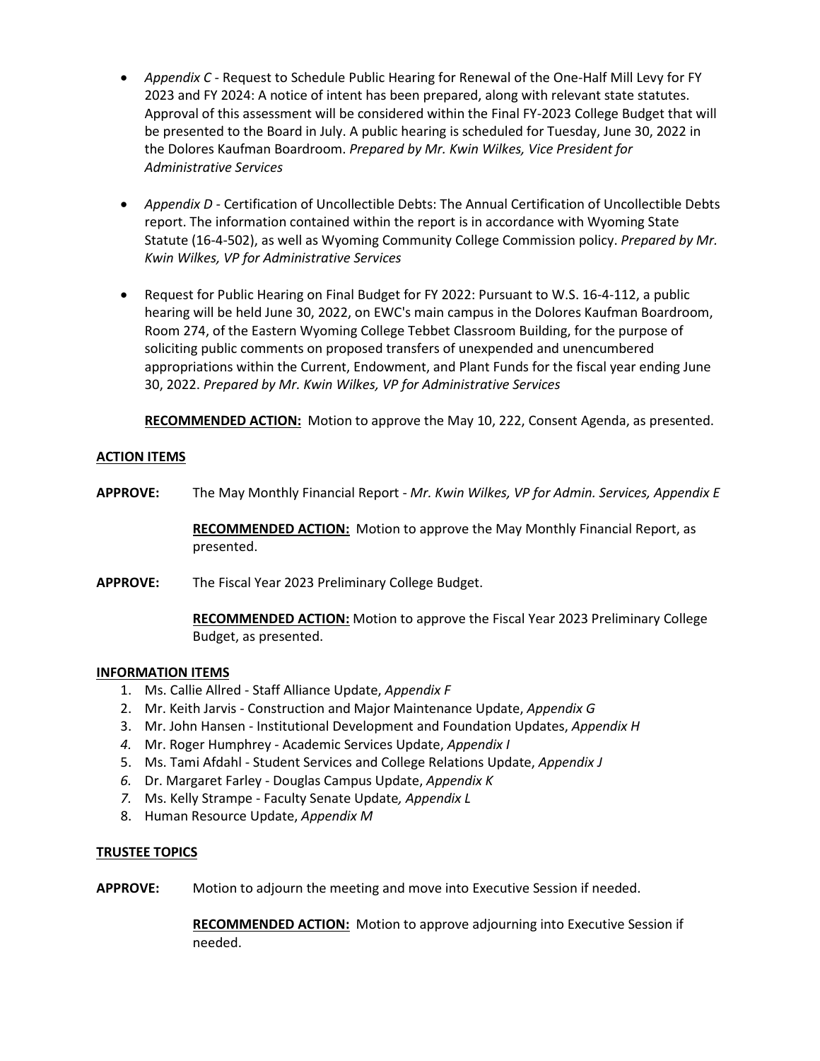- *Appendix C* - Request to Schedule Public Hearing for Renewal of the One-Half Mill Levy for FY 2023 and FY 2024: A notice of intent has been prepared, along with relevant state statutes. Approval of this assessment will be considered within the Final FY-2023 College Budget that will be presented to the Board in July. A public hearing is scheduled for Tuesday, June 30, 2022 in the Dolores Kaufman Boardroom. *Prepared by Mr. Kwin Wilkes, Vice President for Administrative Services*

- *Appendix D* - Certification of Uncollectible Debts: The Annual Certification of Uncollectible Debts report. The information contained within the report is in accordance with Wyoming State Statute (16-4-502), as well as Wyoming Community College Commission policy. *Prepared by Mr. Kwin Wilkes, VP for Administrative Services*

- Request for Public Hearing on Final Budget for FY 2022: Pursuant to W.S. 16-4-112, a public hearing will be held June 30, 2022, on EWC's main campus in the Dolores Kaufman Boardroom, Room 274, of the Eastern Wyoming College Tebbet Classroom Building, for the purpose of soliciting public comments on proposed transfers of unexpended and unencumbered appropriations within the Current, Endowment, and Plant Funds for the fiscal year ending June 30, 2022. *Prepared by Mr. Kwin Wilkes, VP for Administrative Services*

  **RECOMMENDED ACTION:** Motion to approve the May 10, 222, Consent Agenda, as presented.

## ACTION ITEMS

**APPROVE:** The May Monthly Financial Report - *Mr. Kwin Wilkes, VP for Admin. Services, Appendix E*

**RECOMMENDED ACTION:** Motion to approve the May Monthly Financial Report, as presented.

**APPROVE:** The Fiscal Year 2023 Preliminary College Budget.

**RECOMMENDED ACTION:** Motion to approve the Fiscal Year 2023 Preliminary College Budget, as presented.

## INFORMATION ITEMS

1. Ms. Callie Allred - Staff Alliance Update, *Appendix F*
2. Mr. Keith Jarvis - Construction and Major Maintenance Update, *Appendix G*
3. Mr. John Hansen - Institutional Development and Foundation Updates, *Appendix H*
4. Mr. Roger Humphrey - Academic Services Update, *Appendix I*
5. Ms. Tami Afdahl - Student Services and College Relations Update, *Appendix J*
6. Dr. Margaret Farley - Douglas Campus Update, *Appendix K*
7. Ms. Kelly Strampe - Faculty Senate Update, *Appendix L*
8. Human Resource Update, *Appendix M*

## TRUSTEE TOPICS

**APPROVE:** Motion to adjourn the meeting and move into Executive Session if needed.

**RECOMMENDED ACTION:** Motion to approve adjourning into Executive Session if needed.